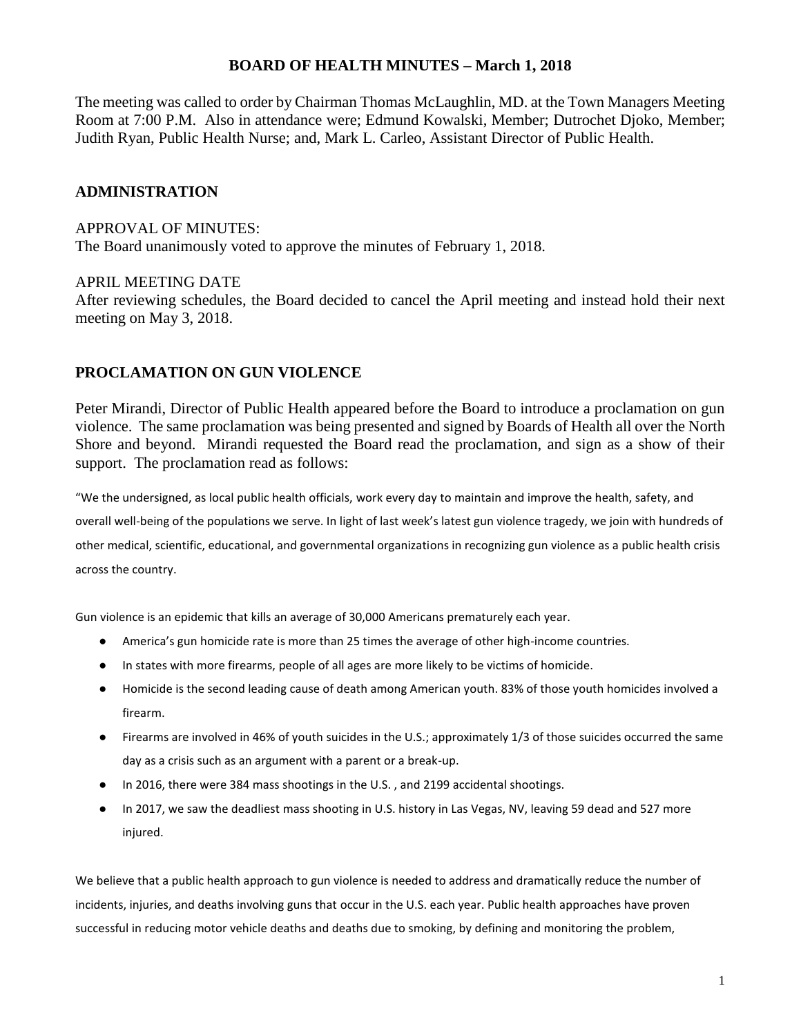# BOARD OF HEALTH MINUTES – March 1, 2018

The meeting was called to order by Chairman Thomas McLaughlin, MD. at the Town Managers Meeting Room at 7:00 P.M. Also in attendance were; Edmund Kowalski, Member; Dutrochet Djoko, Member; Judith Ryan, Public Health Nurse; and, Mark L. Carleo, Assistant Director of Public Health.

## ADMINISTRATION

APPROVAL OF MINUTES:
The Board unanimously voted to approve the minutes of February 1, 2018.

APRIL MEETING DATE
After reviewing schedules, the Board decided to cancel the April meeting and instead hold their next meeting on May 3, 2018.

## PROCLAMATION ON GUN VIOLENCE

Peter Mirandi, Director of Public Health appeared before the Board to introduce a proclamation on gun violence. The same proclamation was being presented and signed by Boards of Health all over the North Shore and beyond. Mirandi requested the Board read the proclamation, and sign as a show of their support. The proclamation read as follows:

"We the undersigned, as local public health officials, work every day to maintain and improve the health, safety, and overall well-being of the populations we serve. In light of last week's latest gun violence tragedy, we join with hundreds of other medical, scientific, educational, and governmental organizations in recognizing gun violence as a public health crisis across the country.

Gun violence is an epidemic that kills an average of 30,000 Americans prematurely each year.

- America's gun homicide rate is more than 25 times the average of other high-income countries.
- In states with more firearms, people of all ages are more likely to be victims of homicide.
- Homicide is the second leading cause of death among American youth. 83% of those youth homicides involved a firearm.
- Firearms are involved in 46% of youth suicides in the U.S.; approximately 1/3 of those suicides occurred the same day as a crisis such as an argument with a parent or a break-up.
- In 2016, there were 384 mass shootings in the U.S. , and 2199 accidental shootings.
- In 2017, we saw the deadliest mass shooting in U.S. history in Las Vegas, NV, leaving 59 dead and 527 more injured.

We believe that a public health approach to gun violence is needed to address and dramatically reduce the number of incidents, injuries, and deaths involving guns that occur in the U.S. each year. Public health approaches have proven successful in reducing motor vehicle deaths and deaths due to smoking, by defining and monitoring the problem,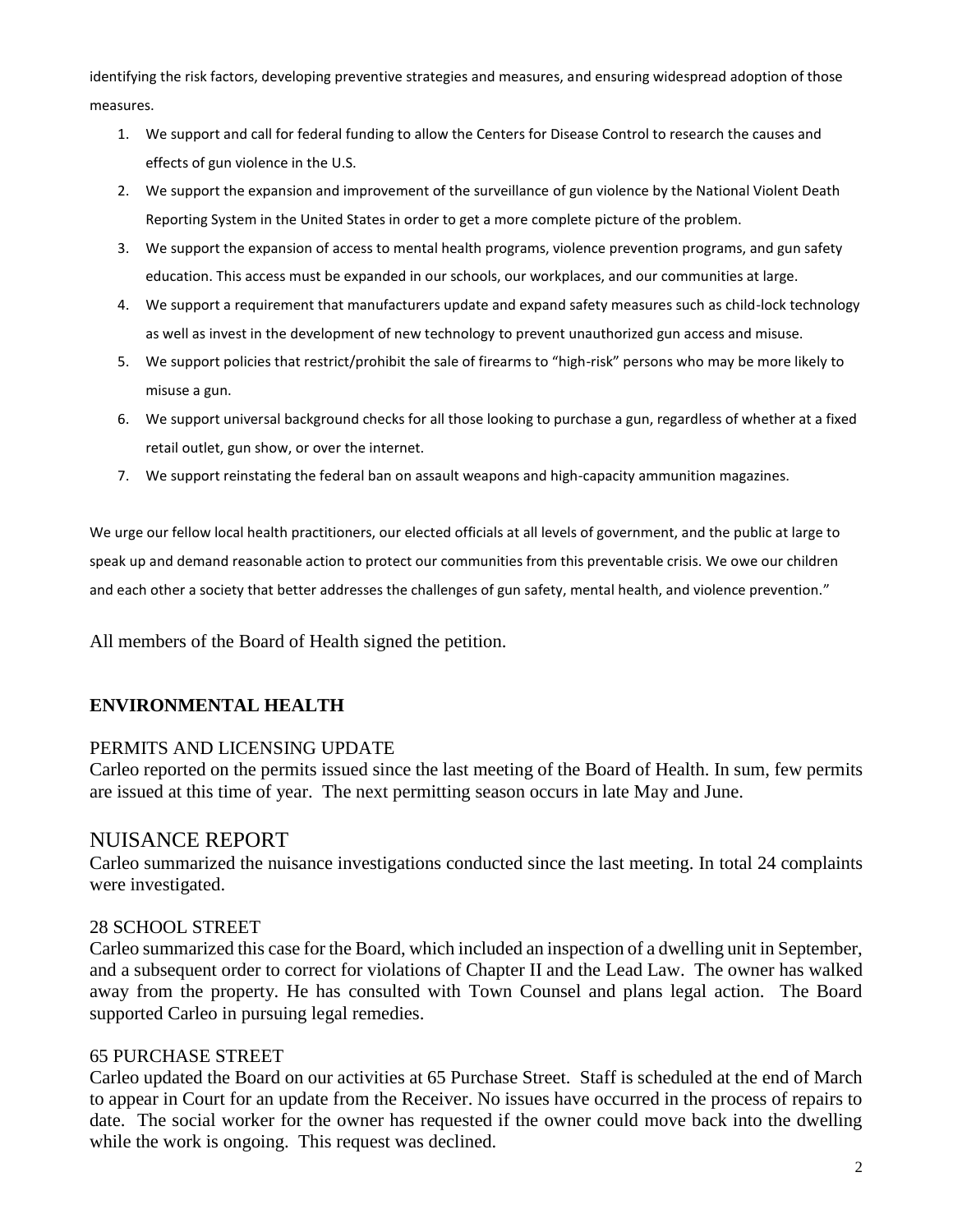identifying the risk factors, developing preventive strategies and measures, and ensuring widespread adoption of those measures.

1. We support and call for federal funding to allow the Centers for Disease Control to research the causes and effects of gun violence in the U.S.
2. We support the expansion and improvement of the surveillance of gun violence by the National Violent Death Reporting System in the United States in order to get a more complete picture of the problem.
3. We support the expansion of access to mental health programs, violence prevention programs, and gun safety education. This access must be expanded in our schools, our workplaces, and our communities at large.
4. We support a requirement that manufacturers update and expand safety measures such as child-lock technology as well as invest in the development of new technology to prevent unauthorized gun access and misuse.
5. We support policies that restrict/prohibit the sale of firearms to "high-risk" persons who may be more likely to misuse a gun.
6. We support universal background checks for all those looking to purchase a gun, regardless of whether at a fixed retail outlet, gun show, or over the internet.
7. We support reinstating the federal ban on assault weapons and high-capacity ammunition magazines.

We urge our fellow local health practitioners, our elected officials at all levels of government, and the public at large to speak up and demand reasonable action to protect our communities from this preventable crisis. We owe our children and each other a society that better addresses the challenges of gun safety, mental health, and violence prevention."

All members of the Board of Health signed the petition.

## ENVIRONMENTAL HEALTH

### PERMITS AND LICENSING UPDATE

Carleo reported on the permits issued since the last meeting of the Board of Health. In sum, few permits are issued at this time of year. The next permitting season occurs in late May and June.

## NUISANCE REPORT

Carleo summarized the nuisance investigations conducted since the last meeting. In total 24 complaints were investigated.

### 28 SCHOOL STREET

Carleo summarized this case for the Board, which included an inspection of a dwelling unit in September, and a subsequent order to correct for violations of Chapter II and the Lead Law. The owner has walked away from the property. He has consulted with Town Counsel and plans legal action. The Board supported Carleo in pursuing legal remedies.

### 65 PURCHASE STREET

Carleo updated the Board on our activities at 65 Purchase Street. Staff is scheduled at the end of March to appear in Court for an update from the Receiver. No issues have occurred in the process of repairs to date. The social worker for the owner has requested if the owner could move back into the dwelling while the work is ongoing. This request was declined.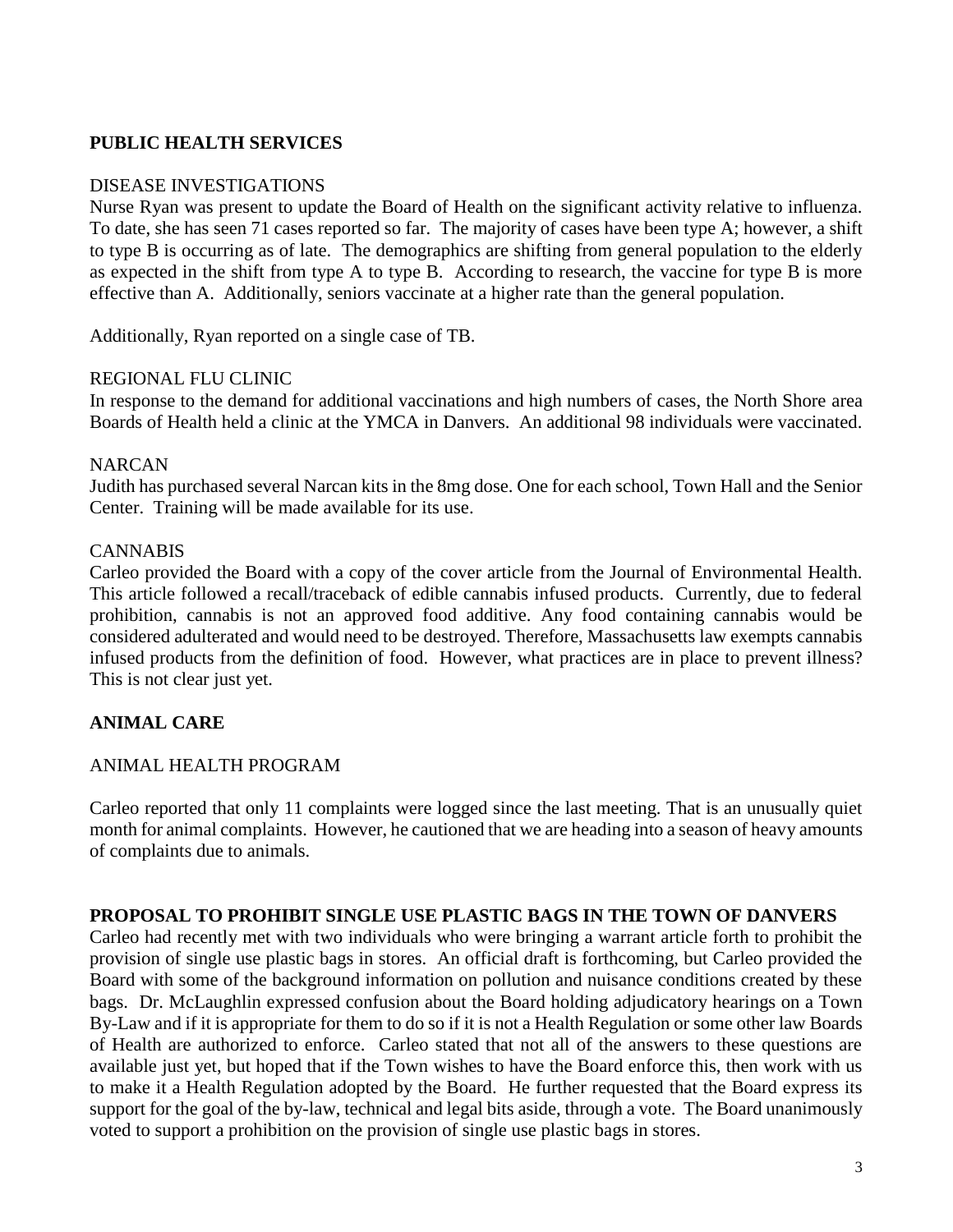## PUBLIC HEALTH SERVICES

DISEASE INVESTIGATIONS

Nurse Ryan was present to update the Board of Health on the significant activity relative to influenza. To date, she has seen 71 cases reported so far. The majority of cases have been type A; however, a shift to type B is occurring as of late. The demographics are shifting from general population to the elderly as expected in the shift from type A to type B. According to research, the vaccine for type B is more effective than A. Additionally, seniors vaccinate at a higher rate than the general population.

Additionally, Ryan reported on a single case of TB.

REGIONAL FLU CLINIC

In response to the demand for additional vaccinations and high numbers of cases, the North Shore area Boards of Health held a clinic at the YMCA in Danvers. An additional 98 individuals were vaccinated.

NARCAN

Judith has purchased several Narcan kits in the 8mg dose. One for each school, Town Hall and the Senior Center. Training will be made available for its use.

CANNABIS

Carleo provided the Board with a copy of the cover article from the Journal of Environmental Health. This article followed a recall/traceback of edible cannabis infused products. Currently, due to federal prohibition, cannabis is not an approved food additive. Any food containing cannabis would be considered adulterated and would need to be destroyed. Therefore, Massachusetts law exempts cannabis infused products from the definition of food. However, what practices are in place to prevent illness? This is not clear just yet.

## ANIMAL CARE

ANIMAL HEALTH PROGRAM

Carleo reported that only 11 complaints were logged since the last meeting. That is an unusually quiet month for animal complaints. However, he cautioned that we are heading into a season of heavy amounts of complaints due to animals.

## PROPOSAL TO PROHIBIT SINGLE USE PLASTIC BAGS IN THE TOWN OF DANVERS

Carleo had recently met with two individuals who were bringing a warrant article forth to prohibit the provision of single use plastic bags in stores. An official draft is forthcoming, but Carleo provided the Board with some of the background information on pollution and nuisance conditions created by these bags. Dr. McLaughlin expressed confusion about the Board holding adjudicatory hearings on a Town By-Law and if it is appropriate for them to do so if it is not a Health Regulation or some other law Boards of Health are authorized to enforce. Carleo stated that not all of the answers to these questions are available just yet, but hoped that if the Town wishes to have the Board enforce this, then work with us to make it a Health Regulation adopted by the Board. He further requested that the Board express its support for the goal of the by-law, technical and legal bits aside, through a vote. The Board unanimously voted to support a prohibition on the provision of single use plastic bags in stores.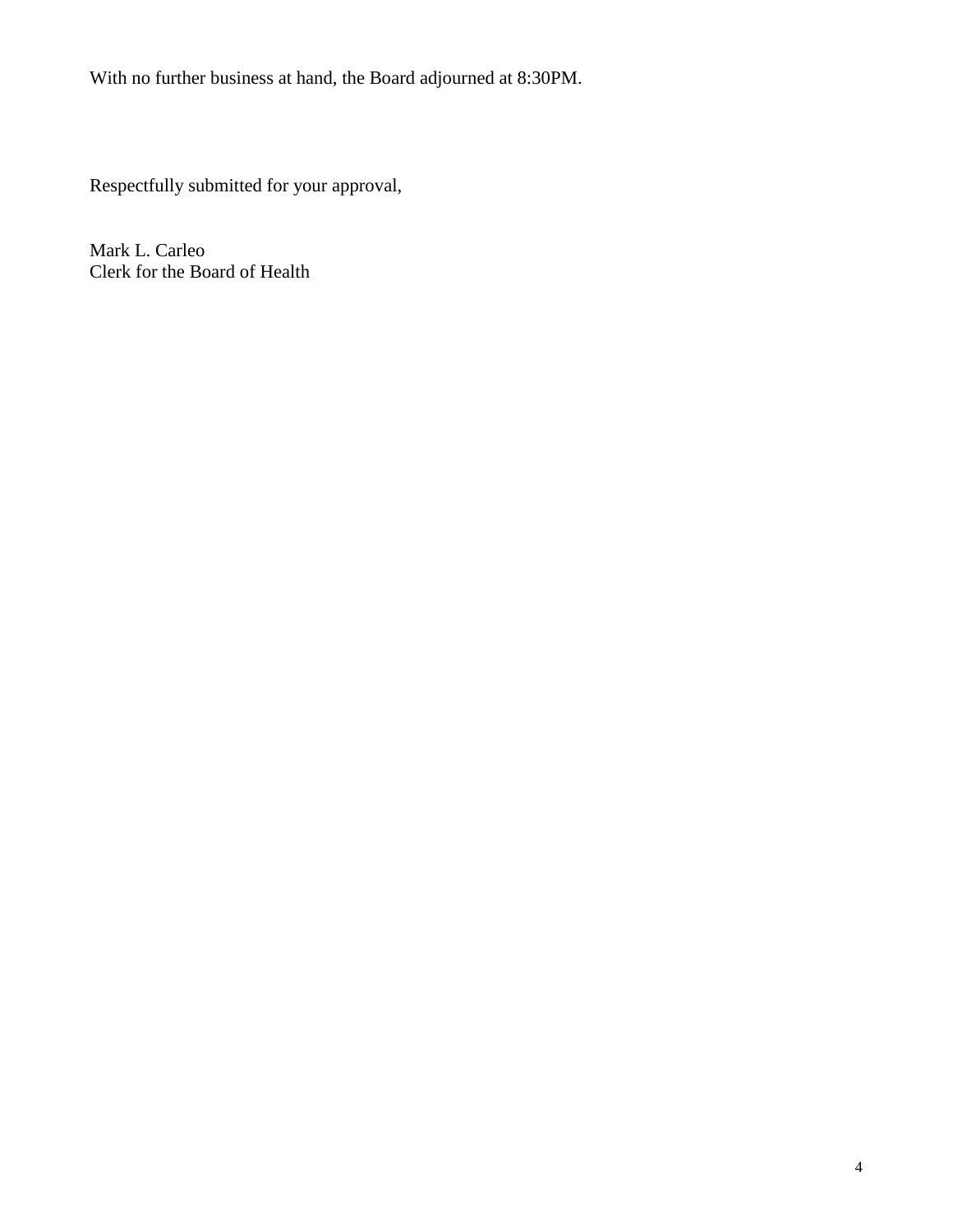With no further business at hand, the Board adjourned at 8:30PM.

Respectfully submitted for your approval,

Mark L. Carleo
Clerk for the Board of Health